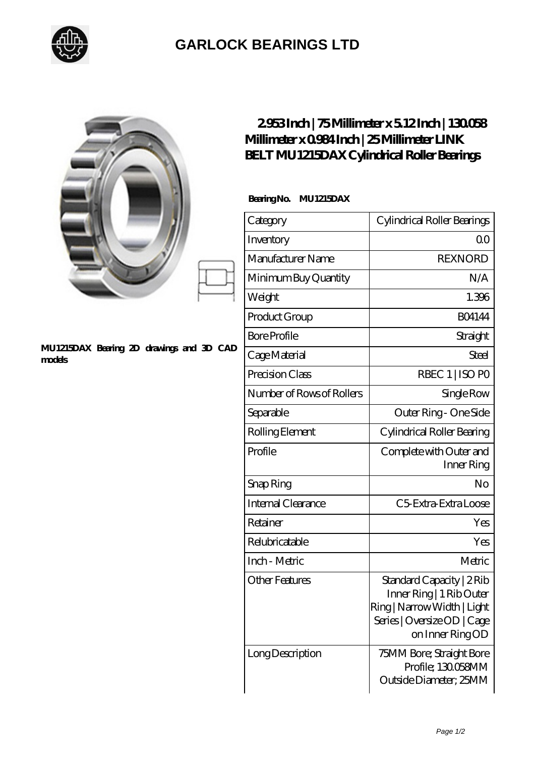# GARLOCK BEARINGS LTD

MU1215DAX Bearing 2D drawings and 3D CAD models

## 2.953 Inch | 75 Millimeter x 5.12 Inch | 130.058 Millimeter x 0.984 Inch | 25 Millimeter LINK BELT MU1215DAX Cylindrical Roller Bearings

**Bearing No. MU1215DAX**

| Category | Cylindrical Roller Bearings |
|---|---|
| Inventory | 0.0 |
| Manufacturer Name | REXNORD |
| Minimum Buy Quantity | N/A |
| Weight | 1.396 |
| Product Group | B04144 |
| Bore Profile | Straight |
| Cage Material | Steel |
| Precision Class | RBEC 1 \| ISO P0 |
| Number of Rows of Rollers | Single Row |
| Separable | Outer Ring - One Side |
| Rolling Element | Cylindrical Roller Bearing |
| Profile | Complete with Outer and Inner Ring |
| Snap Ring | No |
| Internal Clearance | C5-Extra-Extra Loose |
| Retainer | Yes |
| Relubricatable | Yes |
| Inch - Metric | Metric |
| Other Features | Standard Capacity \| 2 Rib Inner Ring \| 1 Rib Outer Ring \| Narrow Width \| Light Series \| Oversize OD \| Cage on Inner Ring OD |
| Long Description | 75MM Bore; Straight Bore Profile; 130.058MM Outside Diameter; 25MM |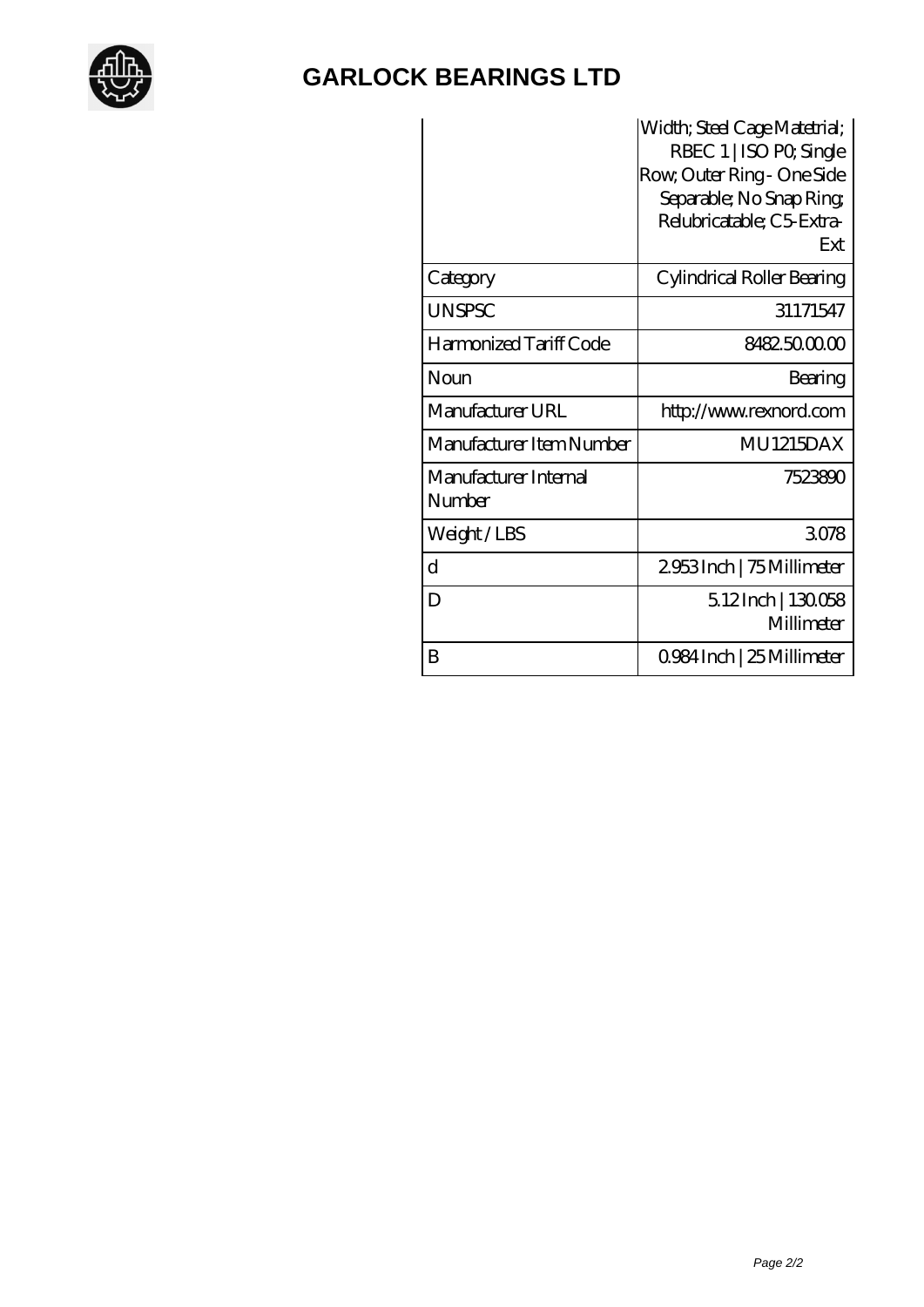# GARLOCK BEARINGS LTD

| | |
|---|---|
| | Width; Steel Cage Matetrial; RBEC 1 \| ISO P0; Single Row; Outer Ring - One Side Separable; No Snap Ring; Relubricatable; C5-Extra-Ext |
| Category | Cylindrical Roller Bearing |
| UNSPSC | 31171547 |
| Harmonized Tariff Code | 8482.50.00.00 |
| Noun | Bearing |
| Manufacturer URL | http://www.rexnord.com |
| Manufacturer Item Number | MU1215DAX |
| Manufacturer Internal Number | 7523890 |
| Weight / LBS | 3.078 |
| d | 2.953 Inch \| 75 Millimeter |
| D | 5.12 Inch \| 130.058 Millimeter |
| B | 0.984 Inch \| 25 Millimeter |